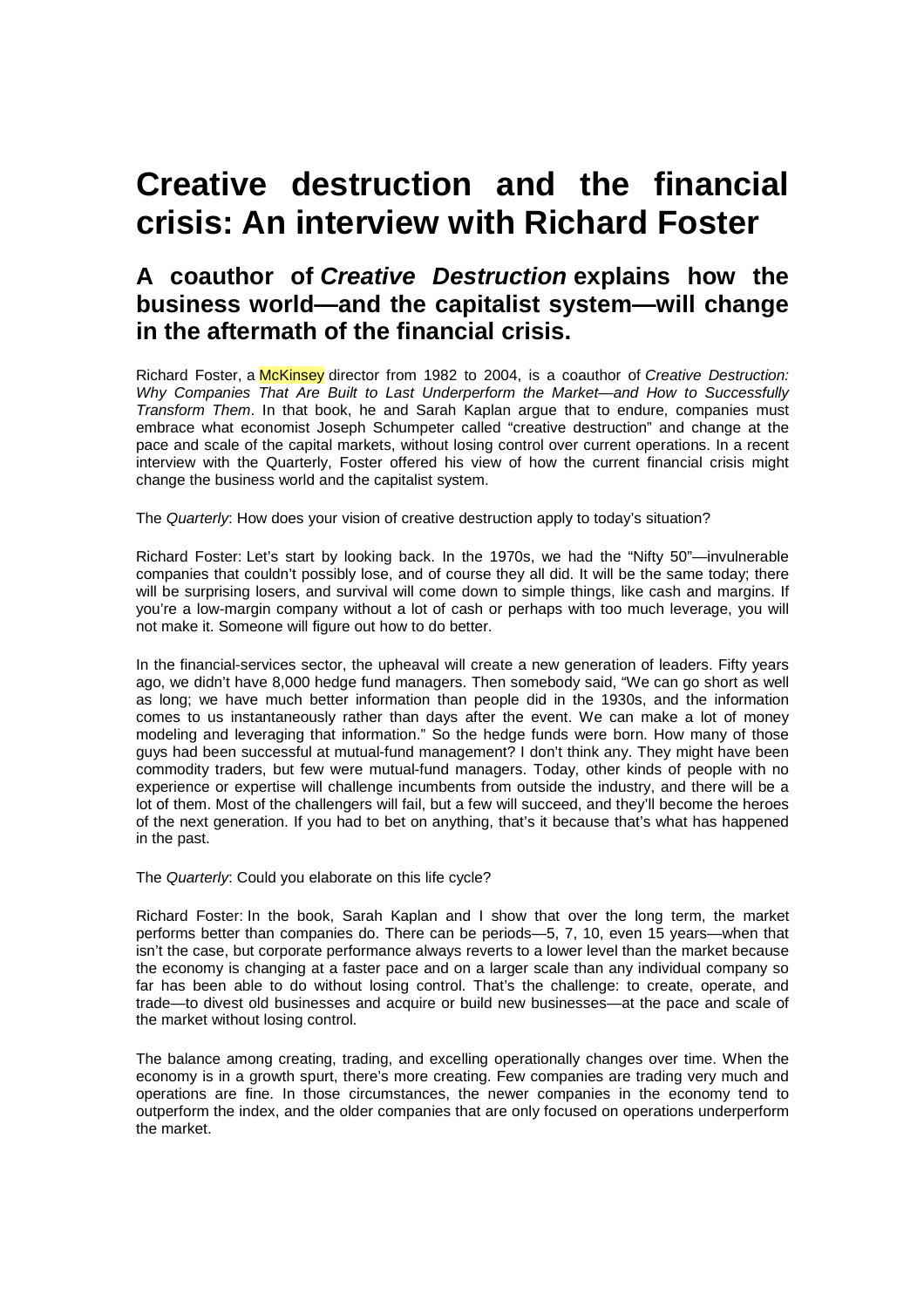# Creative destruction and the financial crisis: An interview with Richard Foster

## A coauthor of *Creative Destruction* explains how the business world—and the capitalist system—will change in the aftermath of the financial crisis.

Richard Foster, a McKinsey director from 1982 to 2004, is a coauthor of *Creative Destruction: Why Companies That Are Built to Last Underperform the Market—and How to Successfully Transform Them*. In that book, he and Sarah Kaplan argue that to endure, companies must embrace what economist Joseph Schumpeter called "creative destruction" and change at the pace and scale of the capital markets, without losing control over current operations. In a recent interview with the Quarterly, Foster offered his view of how the current financial crisis might change the business world and the capitalist system.

The *Quarterly*: How does your vision of creative destruction apply to today's situation?

Richard Foster: Let's start by looking back. In the 1970s, we had the "Nifty 50"—invulnerable companies that couldn't possibly lose, and of course they all did. It will be the same today; there will be surprising losers, and survival will come down to simple things, like cash and margins. If you're a low-margin company without a lot of cash or perhaps with too much leverage, you will not make it. Someone will figure out how to do better.

In the financial-services sector, the upheaval will create a new generation of leaders. Fifty years ago, we didn't have 8,000 hedge fund managers. Then somebody said, "We can go short as well as long; we have much better information than people did in the 1930s, and the information comes to us instantaneously rather than days after the event. We can make a lot of money modeling and leveraging that information." So the hedge funds were born. How many of those guys had been successful at mutual-fund management? I don't think any. They might have been commodity traders, but few were mutual-fund managers. Today, other kinds of people with no experience or expertise will challenge incumbents from outside the industry, and there will be a lot of them. Most of the challengers will fail, but a few will succeed, and they'll become the heroes of the next generation. If you had to bet on anything, that's it because that's what has happened in the past.

The *Quarterly*: Could you elaborate on this life cycle?

Richard Foster: In the book, Sarah Kaplan and I show that over the long term, the market performs better than companies do. There can be periods—5, 7, 10, even 15 years—when that isn't the case, but corporate performance always reverts to a lower level than the market because the economy is changing at a faster pace and on a larger scale than any individual company so far has been able to do without losing control. That's the challenge: to create, operate, and trade—to divest old businesses and acquire or build new businesses—at the pace and scale of the market without losing control.

The balance among creating, trading, and excelling operationally changes over time. When the economy is in a growth spurt, there's more creating. Few companies are trading very much and operations are fine. In those circumstances, the newer companies in the economy tend to outperform the index, and the older companies that are only focused on operations underperform the market.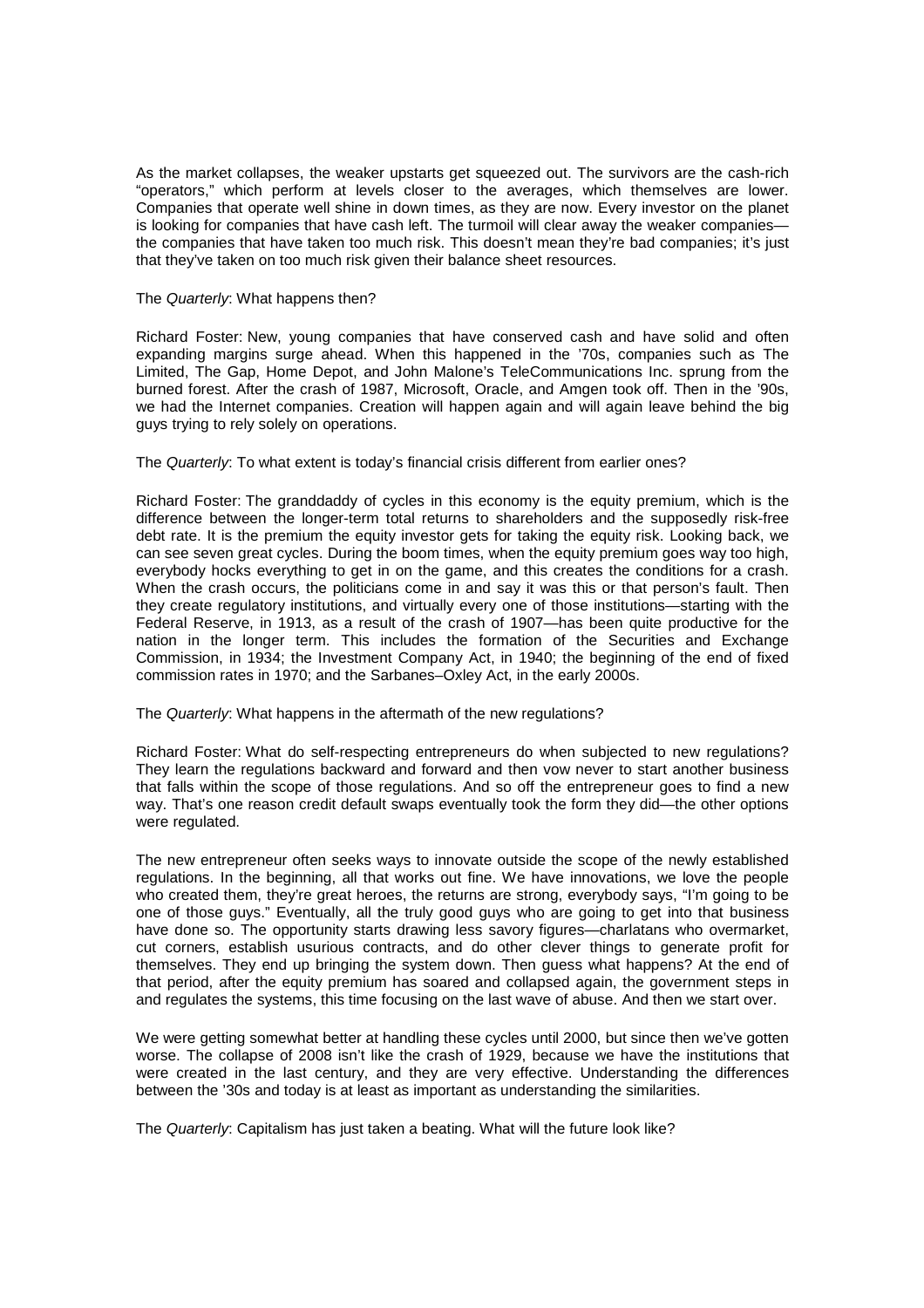As the market collapses, the weaker upstarts get squeezed out. The survivors are the cash-rich "operators," which perform at levels closer to the averages, which themselves are lower. Companies that operate well shine in down times, as they are now. Every investor on the planet is looking for companies that have cash left. The turmoil will clear away the weaker companies—the companies that have taken too much risk. This doesn't mean they're bad companies; it's just that they've taken on too much risk given their balance sheet resources.

The *Quarterly*: What happens then?

Richard Foster: New, young companies that have conserved cash and have solid and often expanding margins surge ahead. When this happened in the '70s, companies such as The Limited, The Gap, Home Depot, and John Malone's TeleCommunications Inc. sprung from the burned forest. After the crash of 1987, Microsoft, Oracle, and Amgen took off. Then in the '90s, we had the Internet companies. Creation will happen again and will again leave behind the big guys trying to rely solely on operations.

The *Quarterly*: To what extent is today's financial crisis different from earlier ones?

Richard Foster: The granddaddy of cycles in this economy is the equity premium, which is the difference between the longer-term total returns to shareholders and the supposedly risk-free debt rate. It is the premium the equity investor gets for taking the equity risk. Looking back, we can see seven great cycles. During the boom times, when the equity premium goes way too high, everybody hocks everything to get in on the game, and this creates the conditions for a crash. When the crash occurs, the politicians come in and say it was this or that person's fault. Then they create regulatory institutions, and virtually every one of those institutions—starting with the Federal Reserve, in 1913, as a result of the crash of 1907—has been quite productive for the nation in the longer term. This includes the formation of the Securities and Exchange Commission, in 1934; the Investment Company Act, in 1940; the beginning of the end of fixed commission rates in 1970; and the Sarbanes–Oxley Act, in the early 2000s.

The *Quarterly*: What happens in the aftermath of the new regulations?

Richard Foster: What do self-respecting entrepreneurs do when subjected to new regulations? They learn the regulations backward and forward and then vow never to start another business that falls within the scope of those regulations. And so off the entrepreneur goes to find a new way. That's one reason credit default swaps eventually took the form they did—the other options were regulated.

The new entrepreneur often seeks ways to innovate outside the scope of the newly established regulations. In the beginning, all that works out fine. We have innovations, we love the people who created them, they're great heroes, the returns are strong, everybody says, "I'm going to be one of those guys." Eventually, all the truly good guys who are going to get into that business have done so. The opportunity starts drawing less savory figures—charlatans who overmarket, cut corners, establish usurious contracts, and do other clever things to generate profit for themselves. They end up bringing the system down. Then guess what happens? At the end of that period, after the equity premium has soared and collapsed again, the government steps in and regulates the systems, this time focusing on the last wave of abuse. And then we start over.

We were getting somewhat better at handling these cycles until 2000, but since then we've gotten worse. The collapse of 2008 isn't like the crash of 1929, because we have the institutions that were created in the last century, and they are very effective. Understanding the differences between the '30s and today is at least as important as understanding the similarities.

The *Quarterly*: Capitalism has just taken a beating. What will the future look like?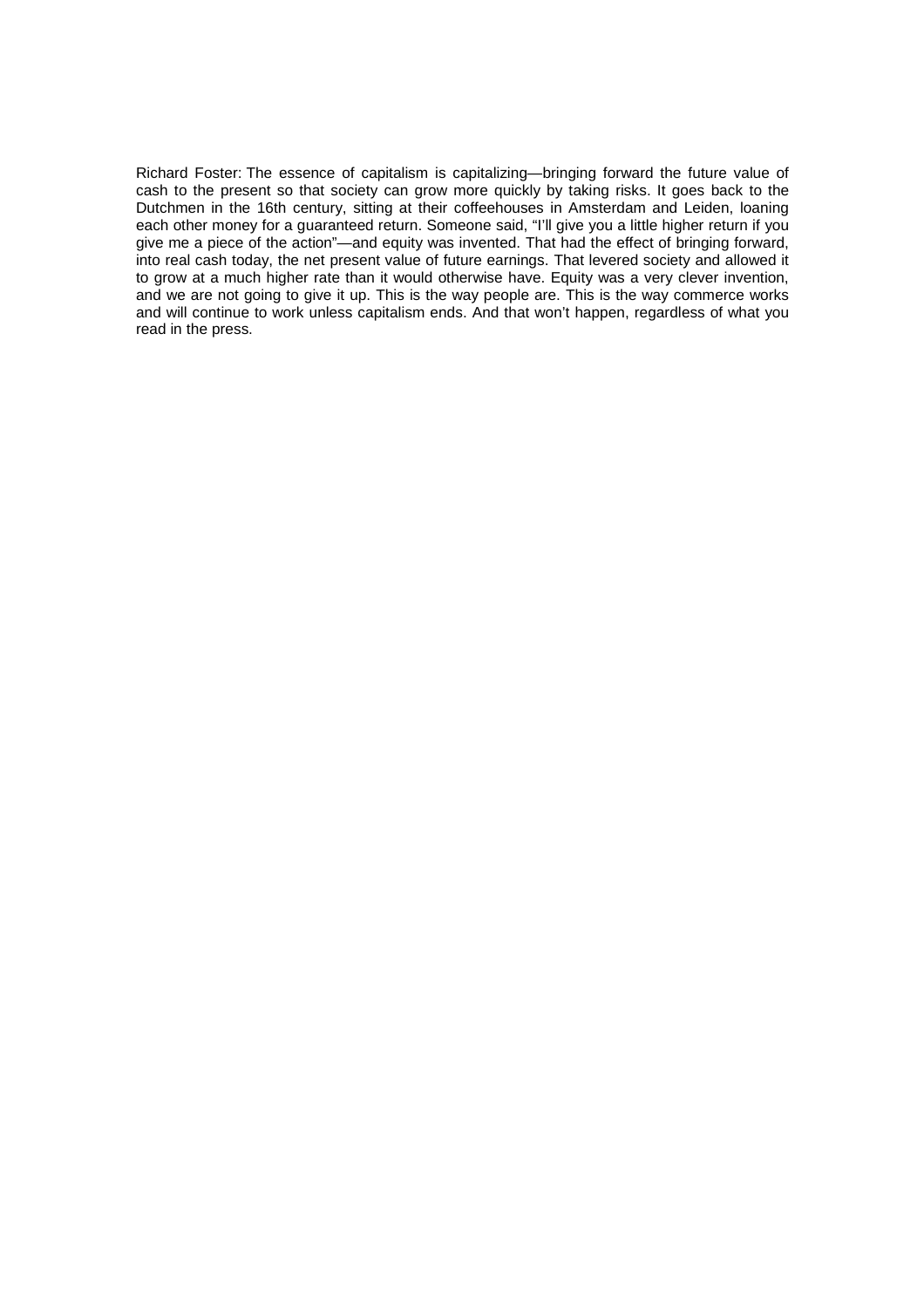Richard Foster: The essence of capitalism is capitalizing—bringing forward the future value of cash to the present so that society can grow more quickly by taking risks. It goes back to the Dutchmen in the 16th century, sitting at their coffeehouses in Amsterdam and Leiden, loaning each other money for a guaranteed return. Someone said, "I'll give you a little higher return if you give me a piece of the action"—and equity was invented. That had the effect of bringing forward, into real cash today, the net present value of future earnings. That levered society and allowed it to grow at a much higher rate than it would otherwise have. Equity was a very clever invention, and we are not going to give it up. This is the way people are. This is the way commerce works and will continue to work unless capitalism ends. And that won't happen, regardless of what you read in the press.